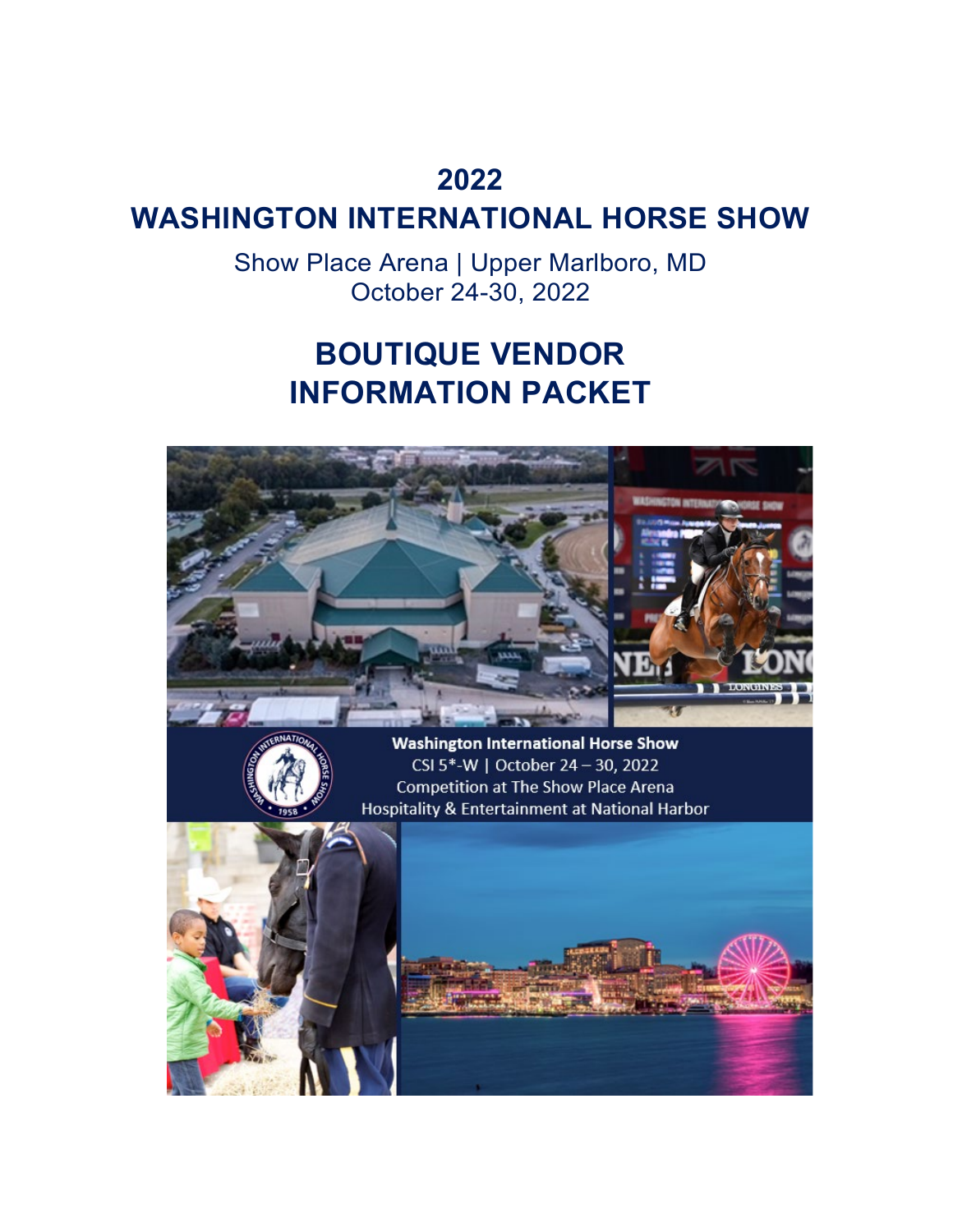# 2022
# WASHINGTON INTERNATIONAL HORSE SHOW

Show Place Arena | Upper Marlboro, MD
October 24-30, 2022

# BOUTIQUE VENDOR INFORMATION PACKET

**Washington International Horse Show**
CSI 5*-W | October 24 – 30, 2022
Competition at The Show Place Arena
Hospitality & Entertainment at National Harbor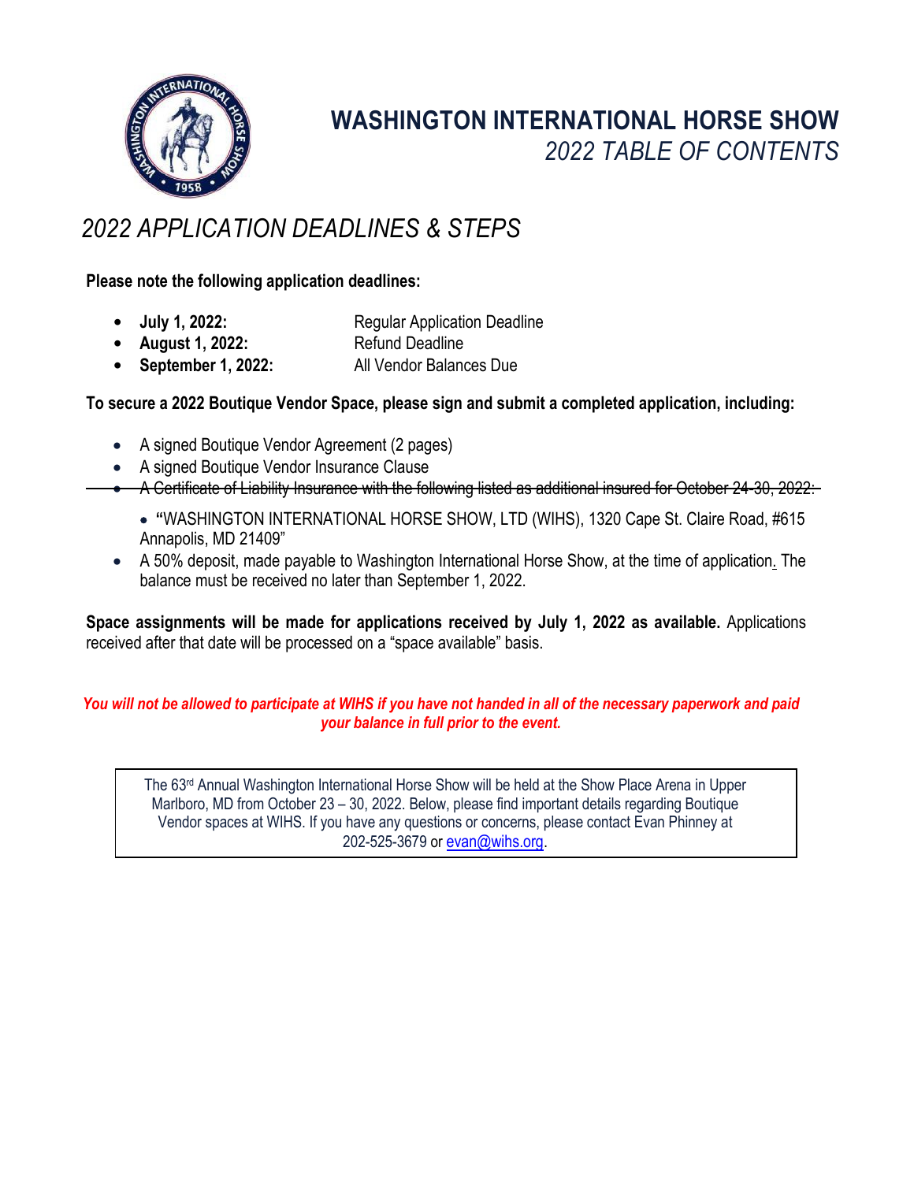# WASHINGTON INTERNATIONAL HORSE SHOW

*2022 TABLE OF CONTENTS*

## *2022 APPLICATION DEADLINES & STEPS*

**Please note the following application deadlines:**

- **July 1, 2022:** Regular Application Deadline
- **August 1, 2022:** Refund Deadline
- **September 1, 2022:** All Vendor Balances Due

**To secure a 2022 Boutique Vendor Space, please sign and submit a completed application, including:**

- A signed Boutique Vendor Agreement (2 pages)
- A signed Boutique Vendor Insurance Clause
- ~~A Certificate of Liability Insurance with the following listed as additional insured for October 24-30, 2022:~~
    - **"**WASHINGTON INTERNATIONAL HORSE SHOW, LTD (WIHS), 1320 Cape St. Claire Road, #615 Annapolis, MD 21409"
- A 50% deposit, made payable to Washington International Horse Show, at the time of application. The balance must be received no later than September 1, 2022.

**Space assignments will be made for applications received by July 1, 2022 as available.** Applications received after that date will be processed on a "space available" basis.

***You will not be allowed to participate at WIHS if you have not handed in all of the necessary paperwork and paid your balance in full prior to the event.***

The 63rd Annual Washington International Horse Show will be held at the Show Place Arena in Upper Marlboro, MD from October 23 – 30, 2022. Below, please find important details regarding Boutique Vendor spaces at WIHS. If you have any questions or concerns, please contact Evan Phinney at 202-525-3679 or evan@wihs.org.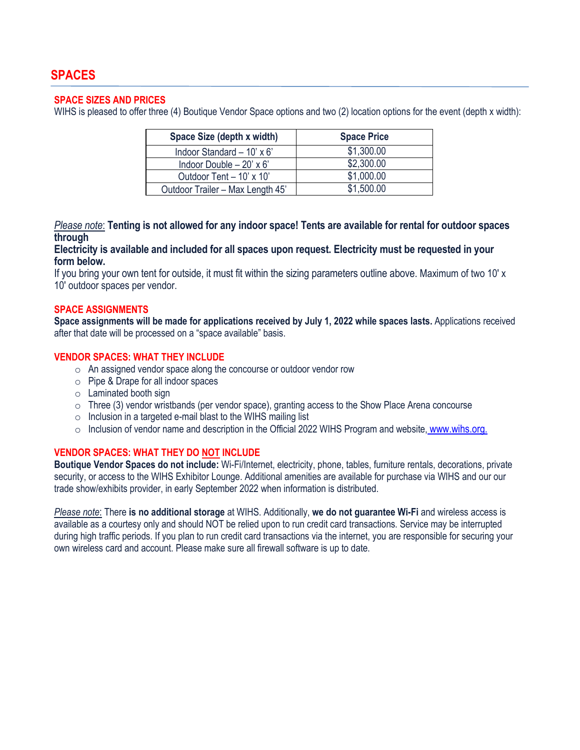# SPACES

## SPACE SIZES AND PRICES

WIHS is pleased to offer three (4) Boutique Vendor Space options and two (2) location options for the event (depth x width):

| Space Size (depth x width) | Space Price |
|---|---|
| Indoor Standard – 10' x 6' | $1,300.00 |
| Indoor Double – 20' x 6' | $2,300.00 |
| Outdoor Tent – 10' x 10' | $1,000.00 |
| Outdoor Trailer – Max Length 45' | $1,500.00 |

*Please note*: **Tenting is not allowed for any indoor space! Tents are available for rental for outdoor spaces through**

**Electricity is available and included for all spaces upon request. Electricity must be requested in your form below.**

If you bring your own tent for outside, it must fit within the sizing parameters outline above. Maximum of two 10' x 10' outdoor spaces per vendor.

## SPACE ASSIGNMENTS

**Space assignments will be made for applications received by July 1, 2022 while spaces lasts.** Applications received after that date will be processed on a "space available" basis.

## VENDOR SPACES: WHAT THEY INCLUDE

- An assigned vendor space along the concourse or outdoor vendor row
- Pipe & Drape for all indoor spaces
- Laminated booth sign
- Three (3) vendor wristbands (per vendor space), granting access to the Show Place Arena concourse
- Inclusion in a targeted e-mail blast to the WIHS mailing list
- Inclusion of vendor name and description in the Official 2022 WIHS Program and website, www.wihs.org.

## VENDOR SPACES: WHAT THEY DO NOT INCLUDE

**Boutique Vendor Spaces do not include:** Wi-Fi/Internet, electricity, phone, tables, furniture rentals, decorations, private security, or access to the WIHS Exhibitor Lounge. Additional amenities are available for purchase via WIHS and our our trade show/exhibits provider, in early September 2022 when information is distributed.

*Please note*: There **is no additional storage** at WIHS. Additionally, **we do not guarantee Wi-Fi** and wireless access is available as a courtesy only and should NOT be relied upon to run credit card transactions. Service may be interrupted during high traffic periods. If you plan to run credit card transactions via the internet, you are responsible for securing your own wireless card and account. Please make sure all firewall software is up to date.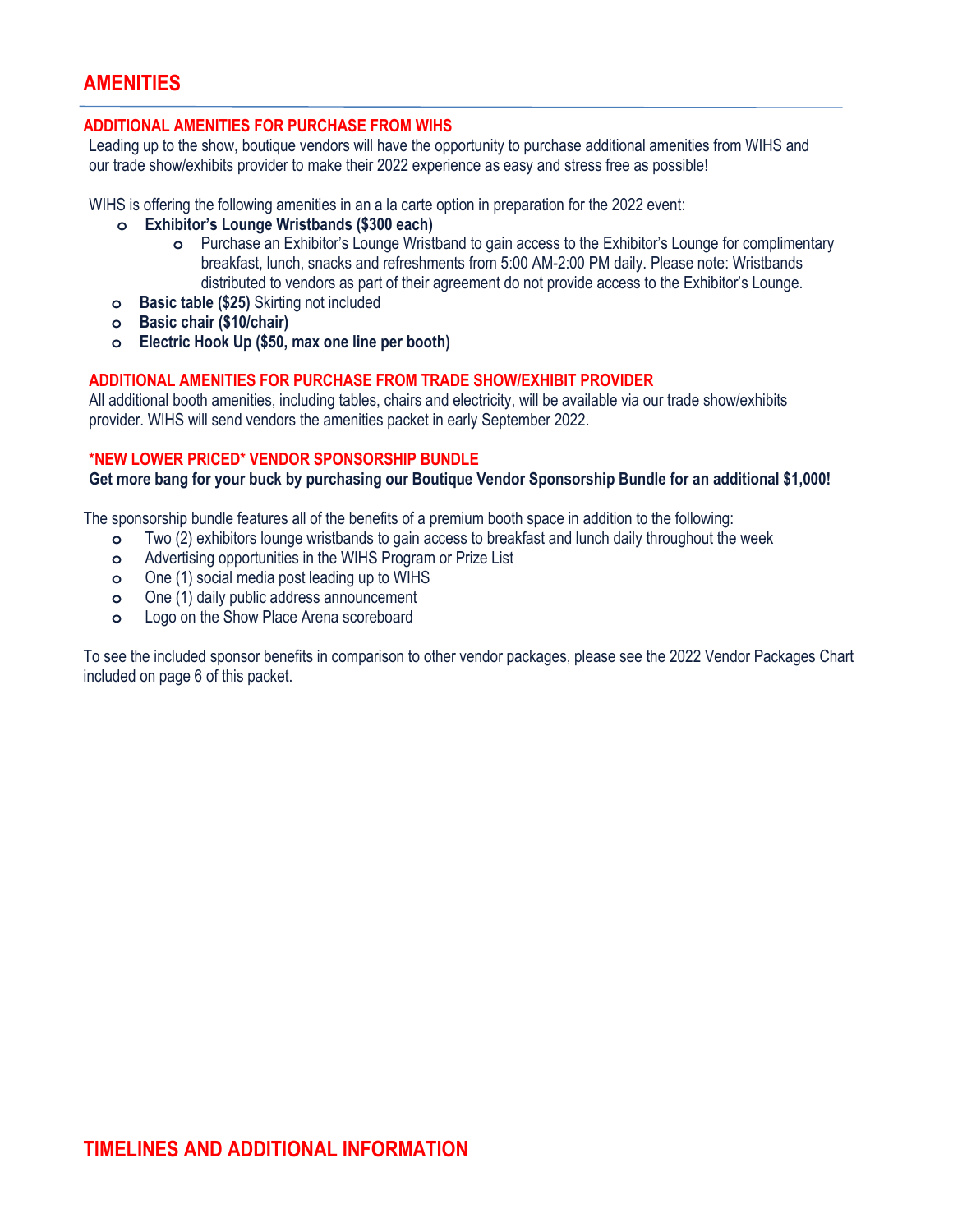# AMENIDADES

Wait — reproduce exactly.

# AMENITIES

## ADDITIONAL AMENITIES FOR PURCHASE FROM WIHS

Leading up to the show, boutique vendors will have the opportunity to purchase additional amenities from WIHS and our trade show/exhibits provider to make their 2022 experience as easy and stress free as possible!

WIHS is offering the following amenities in an a la carte option in preparation for the 2022 event:

- **Exhibitor's Lounge Wristbands ($300 each)**
  - Purchase an Exhibitor's Lounge Wristband to gain access to the Exhibitor's Lounge for complimentary breakfast, lunch, snacks and refreshments from 5:00 AM-2:00 PM daily. Please note: Wristbands distributed to vendors as part of their agreement do not provide access to the Exhibitor's Lounge.
- **Basic table ($25)** Skirting not included
- **Basic chair ($10/chair)**
- **Electric Hook Up ($50, max one line per booth)**

## ADDITIONAL AMENITIES FOR PURCHASE FROM TRADE SHOW/EXHIBIT PROVIDER

All additional booth amenities, including tables, chairs and electricity, will be available via our trade show/exhibits provider. WIHS will send vendors the amenities packet in early September 2022.

## *NEW LOWER PRICED* VENDOR SPONSORSHIP BUNDLE

**Get more bang for your buck by purchasing our Boutique Vendor Sponsorship Bundle for an additional $1,000!**

The sponsorship bundle features all of the benefits of a premium booth space in addition to the following:

- Two (2) exhibitors lounge wristbands to gain access to breakfast and lunch daily throughout the week
- Advertising opportunities in the WIHS Program or Prize List
- One (1) social media post leading up to WIHS
- One (1) daily public address announcement
- Logo on the Show Place Arena scoreboard

To see the included sponsor benefits in comparison to other vendor packages, please see the 2022 Vendor Packages Chart included on page 6 of this packet.

# TIMELINES AND ADDITIONAL INFORMATION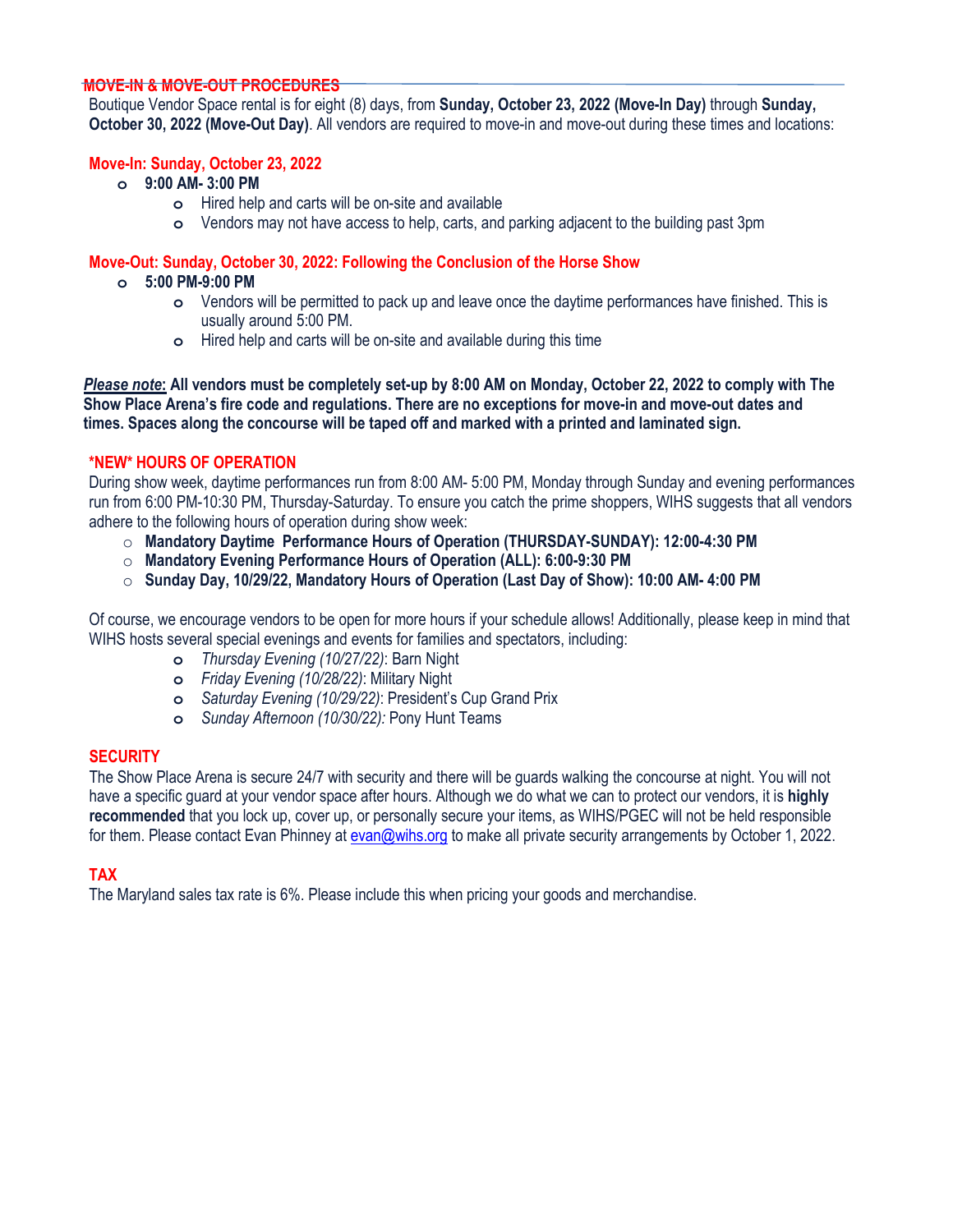## MOVE-IN & MOVE-OUT PROCEDURES

Boutique Vendor Space rental is for eight (8) days, from **Sunday, October 23, 2022 (Move-In Day)** through **Sunday, October 30, 2022 (Move-Out Day)**. All vendors are required to move-in and move-out during these times and locations:

### Move-In: Sunday, October 23, 2022

- **9:00 AM- 3:00 PM**
  - Hired help and carts will be on-site and available
  - Vendors may not have access to help, carts, and parking adjacent to the building past 3pm

### Move-Out: Sunday, October 30, 2022: Following the Conclusion of the Horse Show

- **5:00 PM-9:00 PM**
  - Vendors will be permitted to pack up and leave once the daytime performances have finished. This is usually around 5:00 PM.
  - Hired help and carts will be on-site and available during this time

***Please note*: All vendors must be completely set-up by 8:00 AM on Monday, October 22, 2022 to comply with The Show Place Arena's fire code and regulations. There are no exceptions for move-in and move-out dates and times. Spaces along the concourse will be taped off and marked with a printed and laminated sign.**

## *NEW* HOURS OF OPERATION

During show week, daytime performances run from 8:00 AM- 5:00 PM, Monday through Sunday and evening performances run from 6:00 PM-10:30 PM, Thursday-Saturday. To ensure you catch the prime shoppers, WIHS suggests that all vendors adhere to the following hours of operation during show week:

- **Mandatory Daytime Performance Hours of Operation (THURSDAY-SUNDAY): 12:00-4:30 PM**
- **Mandatory Evening Performance Hours of Operation (ALL): 6:00-9:30 PM**
- **Sunday Day, 10/29/22, Mandatory Hours of Operation (Last Day of Show): 10:00 AM- 4:00 PM**

Of course, we encourage vendors to be open for more hours if your schedule allows! Additionally, please keep in mind that WIHS hosts several special evenings and events for families and spectators, including:

- *Thursday Evening (10/27/22)*: Barn Night
- *Friday Evening (10/28/22)*: Military Night
- *Saturday Evening (10/29/22)*: President's Cup Grand Prix
- *Sunday Afternoon (10/30/22):* Pony Hunt Teams

## SECURITY

The Show Place Arena is secure 24/7 with security and there will be guards walking the concourse at night. You will not have a specific guard at your vendor space after hours. Although we do what we can to protect our vendors, it is **highly recommended** that you lock up, cover up, or personally secure your items, as WIHS/PGEC will not be held responsible for them. Please contact Evan Phinney at evan@wihs.org to make all private security arrangements by October 1, 2022.

## TAX

The Maryland sales tax rate is 6%. Please include this when pricing your goods and merchandise.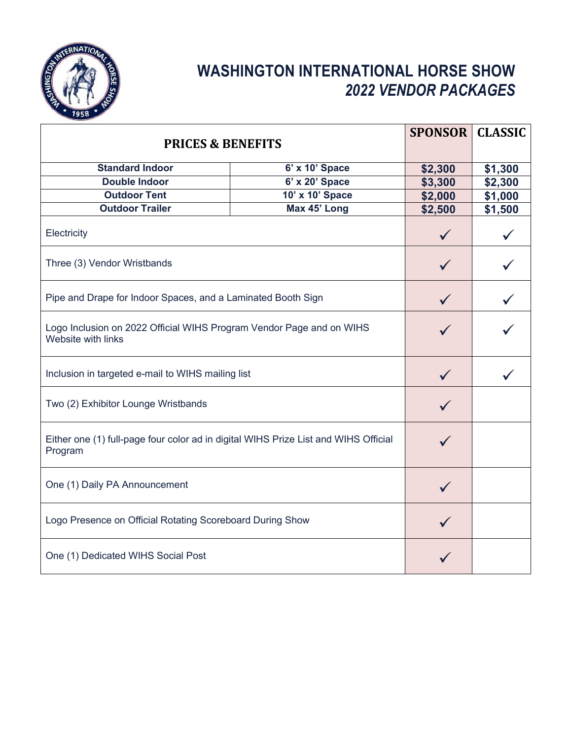# WASHINGTON INTERNATIONAL HORSE SHOW

## *2022 VENDOR PACKAGES*

| PRICES & BENEFITS | | SPONSOR | CLASSIC |
|---|---|---|---|
| **Standard Indoor** | **6' x 10' Space** | **$2,300** | **$1,300** |
| **Double Indoor** | **6' x 20' Space** | **$3,300** | **$2,300** |
| **Outdoor Tent** | **10' x 10' Space** | **$2,000** | **$1,000** |
| **Outdoor Trailer** | **Max 45' Long** | **$2,500** | **$1,500** |
| Electricity | | ✓ | ✓ |
| Three (3) Vendor Wristbands | | ✓ | ✓ |
| Pipe and Drape for Indoor Spaces, and a Laminated Booth Sign | | ✓ | ✓ |
| Logo Inclusion on 2022 Official WIHS Program Vendor Page and on WIHS Website with links | | ✓ | ✓ |
| Inclusion in targeted e-mail to WIHS mailing list | | ✓ | ✓ |
| Two (2) Exhibitor Lounge Wristbands | | ✓ | |
| Either one (1) full-page four color ad in digital WIHS Prize List and WIHS Official Program | | ✓ | |
| One (1) Daily PA Announcement | | ✓ | |
| Logo Presence on Official Rotating Scoreboard During Show | | ✓ | |
| One (1) Dedicated WIHS Social Post | | ✓ | |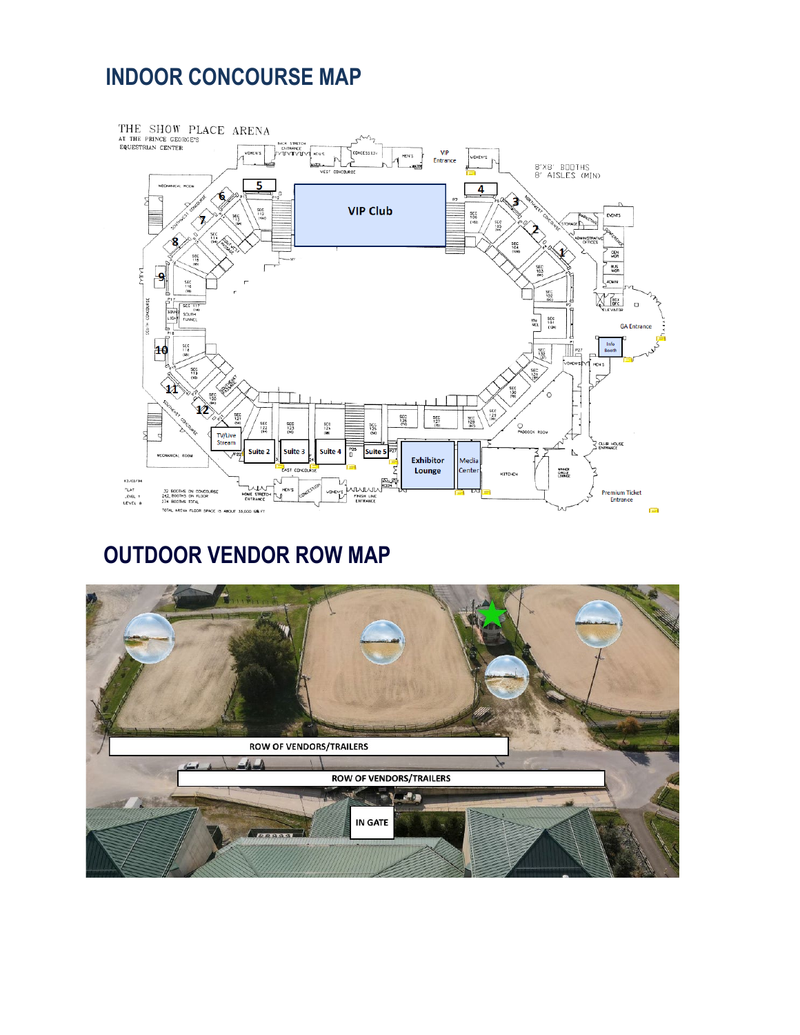## INDOOR CONCOURSE MAP

## OUTDOOR VENDOR ROW MAP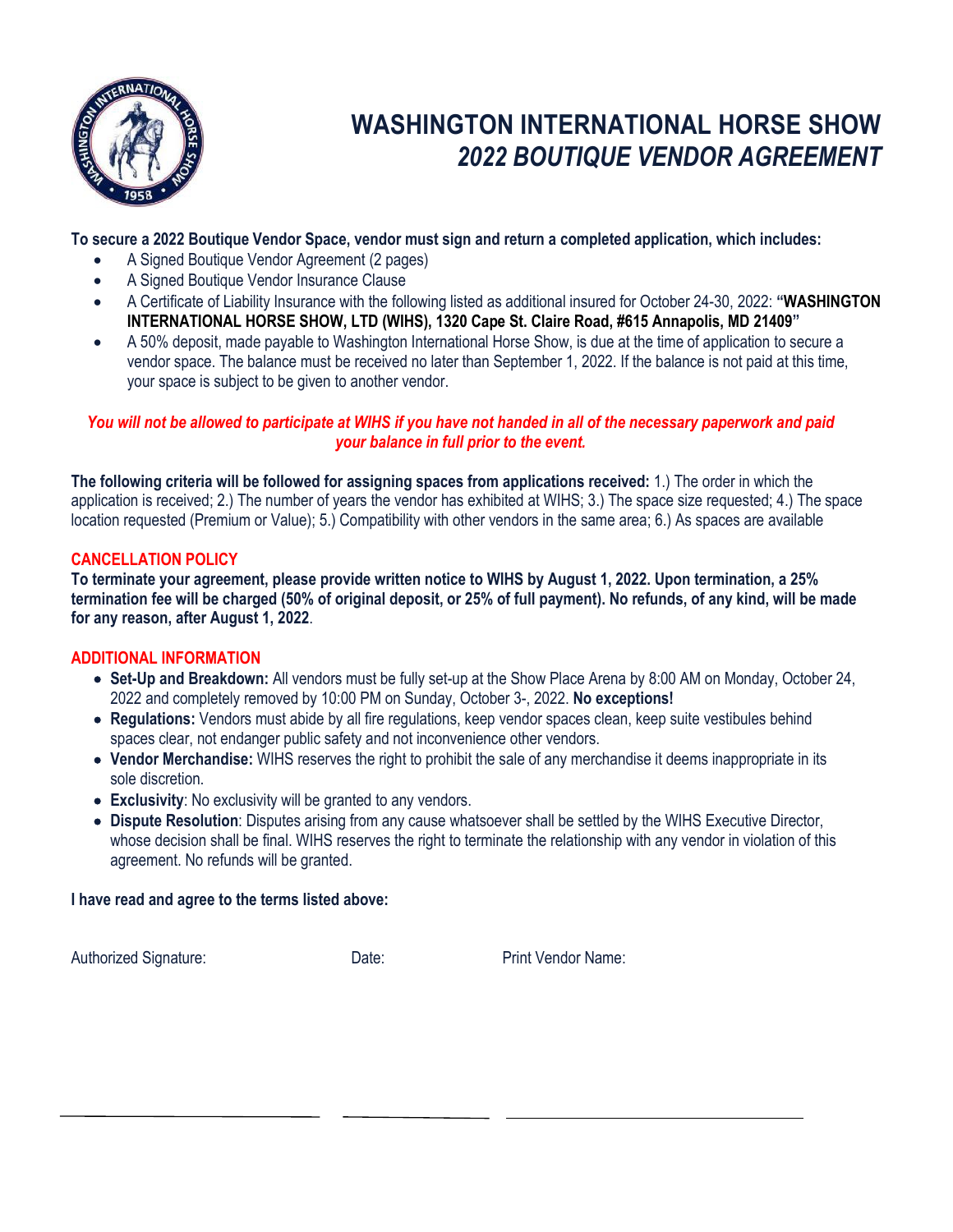# WASHINGTON INTERNATIONAL HORSE SHOW
## *2022 BOUTIQUE VENDOR AGREEMENT*

**To secure a 2022 Boutique Vendor Space, vendor must sign and return a completed application, which includes:**

- A Signed Boutique Vendor Agreement (2 pages)
- A Signed Boutique Vendor Insurance Clause
- A Certificate of Liability Insurance with the following listed as additional insured for October 24-30, 2022: **"WASHINGTON INTERNATIONAL HORSE SHOW, LTD (WIHS), 1320 Cape St. Claire Road, #615 Annapolis, MD 21409"**
- A 50% deposit, made payable to Washington International Horse Show, is due at the time of application to secure a vendor space. The balance must be received no later than September 1, 2022. If the balance is not paid at this time, your space is subject to be given to another vendor.

***You will not be allowed to participate at WIHS if you have not handed in all of the necessary paperwork and paid your balance in full prior to the event.***

**The following criteria will be followed for assigning spaces from applications received:** 1.) The order in which the application is received; 2.) The number of years the vendor has exhibited at WIHS; 3.) The space size requested; 4.) The space location requested (Premium or Value); 5.) Compatibility with other vendors in the same area; 6.) As spaces are available

**CANCELLATION POLICY**

**To terminate your agreement, please provide written notice to WIHS by August 1, 2022. Upon termination, a 25% termination fee will be charged (50% of original deposit, or 25% of full payment). No refunds, of any kind, will be made for any reason, after August 1, 2022**.

**ADDITIONAL INFORMATION**

- **Set-Up and Breakdown:** All vendors must be fully set-up at the Show Place Arena by 8:00 AM on Monday, October 24, 2022 and completely removed by 10:00 PM on Sunday, October 3-, 2022. **No exceptions!**
- **Regulations:** Vendors must abide by all fire regulations, keep vendor spaces clean, keep suite vestibules behind spaces clear, not endanger public safety and not inconvenience other vendors.
- **Vendor Merchandise:** WIHS reserves the right to prohibit the sale of any merchandise it deems inappropriate in its sole discretion.
- **Exclusivity**: No exclusivity will be granted to any vendors.
- **Dispute Resolution**: Disputes arising from any cause whatsoever shall be settled by the WIHS Executive Director, whose decision shall be final. WIHS reserves the right to terminate the relationship with any vendor in violation of this agreement. No refunds will be granted.

**I have read and agree to the terms listed above:**

Authorized Signature: ______________________ Date: ____________ Print Vendor Name: ______________________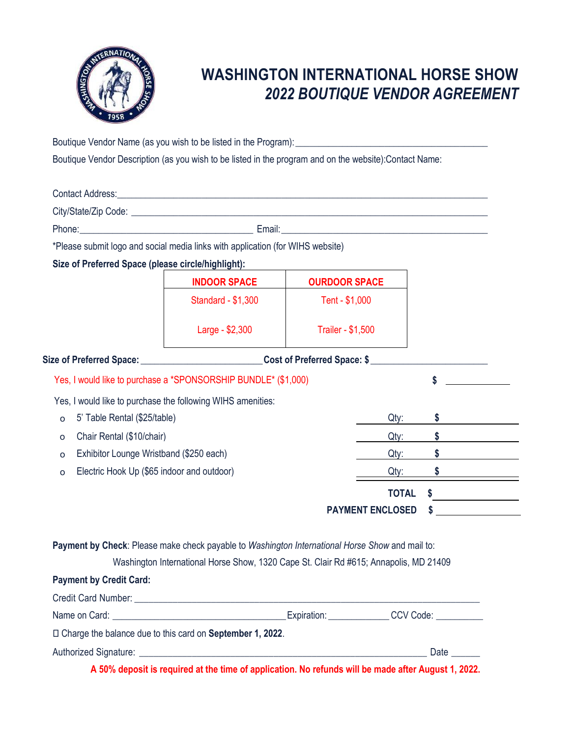# WASHINGTON INTERNATIONAL HORSE SHOW

## *2022 BOUTIQUE VENDOR AGREEMENT*

Boutique Vendor Name (as you wish to be listed in the Program):_______________________________________

Boutique Vendor Description (as you wish to be listed in the program and on the website):Contact Name:

Contact Address:_______________________________________________________________________________

City/State/Zip Code: ____________________________________________________________________________

Phone:___________________________________ Email:__________________________________________

*Please submit logo and social media links with application (for WIHS website)

**Size of Preferred Space (please circle/highlight):**

| INDOOR SPACE | OURDOOR SPACE |
|---|---|
| Standard - $1,300 | Tent - $1,000 |
| Large - $2,300 | Trailer - $1,500 |

**Size of Preferred Space:** ________________________ **Cost of Preferred Space: $** ________________________

Yes, I would like to purchase a *SPONSORSHIP BUNDLE* ($1,000) $ ____________

Yes, I would like to purchase the following WIHS amenities:

- 5' Table Rental ($25/table) Qty: $ ____________
- Chair Rental ($10/chair) Qty: $ ____________
- Exhibitor Lounge Wristband ($250 each) Qty: $ ____________
- Electric Hook Up ($65 indoor and outdoor) Qty: $ ____________

**TOTAL** $ ____________

**PAYMENT ENCLOSED** $ ____________

**Payment by Check**: Please make check payable to *Washington International Horse Show* and mail to:

Washington International Horse Show, 1320 Cape St. Clair Rd #615; Annapolis, MD 21409

**Payment by Credit Card:**

Credit Card Number: ___________________________________________________________________________

Name on Card: __________________________________ Expiration: ____________ CCV Code: __________

☐ Charge the balance due to this card on **September 1, 2022**.

Authorized Signature: ___________________________________________________________ Date ______

**A 50% deposit is required at the time of application. No refunds will be made after August 1, 2022.**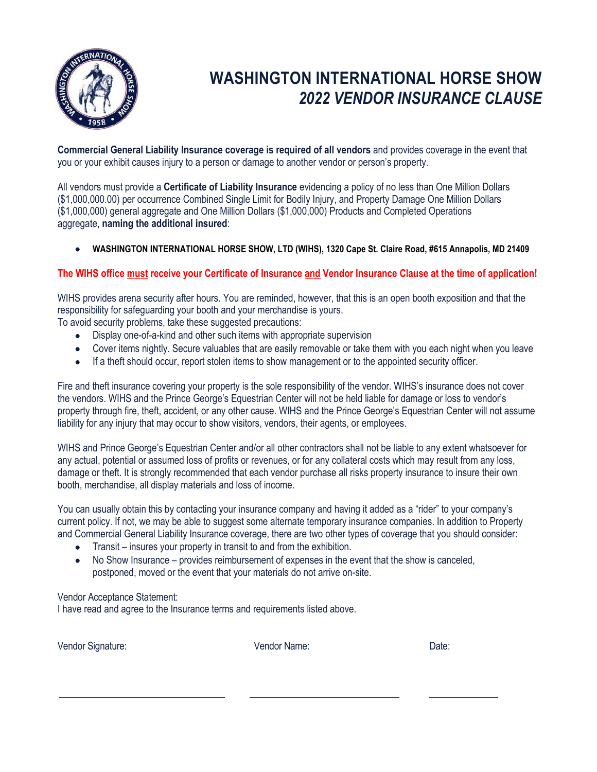# WASHINGTON INTERNATIONAL HORSE SHOW
## *2022 VENDOR INSURANCE CLAUSE*

**Commercial General Liability Insurance coverage is required of all vendors** and provides coverage in the event that you or your exhibit causes injury to a person or damage to another vendor or person's property.

All vendors must provide a **Certificate of Liability Insurance** evidencing a policy of no less than One Million Dollars ($1,000,000.00) per occurrence Combined Single Limit for Bodily Injury, and Property Damage One Million Dollars ($1,000,000) general aggregate and One Million Dollars ($1,000,000) Products and Completed Operations aggregate, **naming the additional insured**:

- **WASHINGTON INTERNATIONAL HORSE SHOW, LTD (WIHS), 1320 Cape St. Claire Road, #615 Annapolis, MD 21409**

**The WIHS office must receive your Certificate of Insurance and Vendor Insurance Clause at the time of application!**

WIHS provides arena security after hours. You are reminded, however, that this is an open booth exposition and that the responsibility for safeguarding your booth and your merchandise is yours.
To avoid security problems, take these suggested precautions:

- Display one-of-a-kind and other such items with appropriate supervision
- Cover items nightly. Secure valuables that are easily removable or take them with you each night when you leave
- If a theft should occur, report stolen items to show management or to the appointed security officer.

Fire and theft insurance covering your property is the sole responsibility of the vendor. WIHS's insurance does not cover the vendors. WIHS and the Prince George's Equestrian Center will not be held liable for damage or loss to vendor's property through fire, theft, accident, or any other cause. WIHS and the Prince George's Equestrian Center will not assume liability for any injury that may occur to show visitors, vendors, their agents, or employees.

WIHS and Prince George's Equestrian Center and/or all other contractors shall not be liable to any extent whatsoever for any actual, potential or assumed loss of profits or revenues, or for any collateral costs which may result from any loss, damage or theft. It is strongly recommended that each vendor purchase all risks property insurance to insure their own booth, merchandise, all display materials and loss of income.

You can usually obtain this by contacting your insurance company and having it added as a "rider" to your company's current policy. If not, we may be able to suggest some alternate temporary insurance companies. In addition to Property and Commercial General Liability Insurance coverage, there are two other types of coverage that you should consider:

- Transit – insures your property in transit to and from the exhibition.
- No Show Insurance – provides reimbursement of expenses in the event that the show is canceled, postponed, moved or the event that your materials do not arrive on-site.

Vendor Acceptance Statement:
I have read and agree to the Insurance terms and requirements listed above.

Vendor Signature: ______________________ Vendor Name: ______________________ Date: ____________